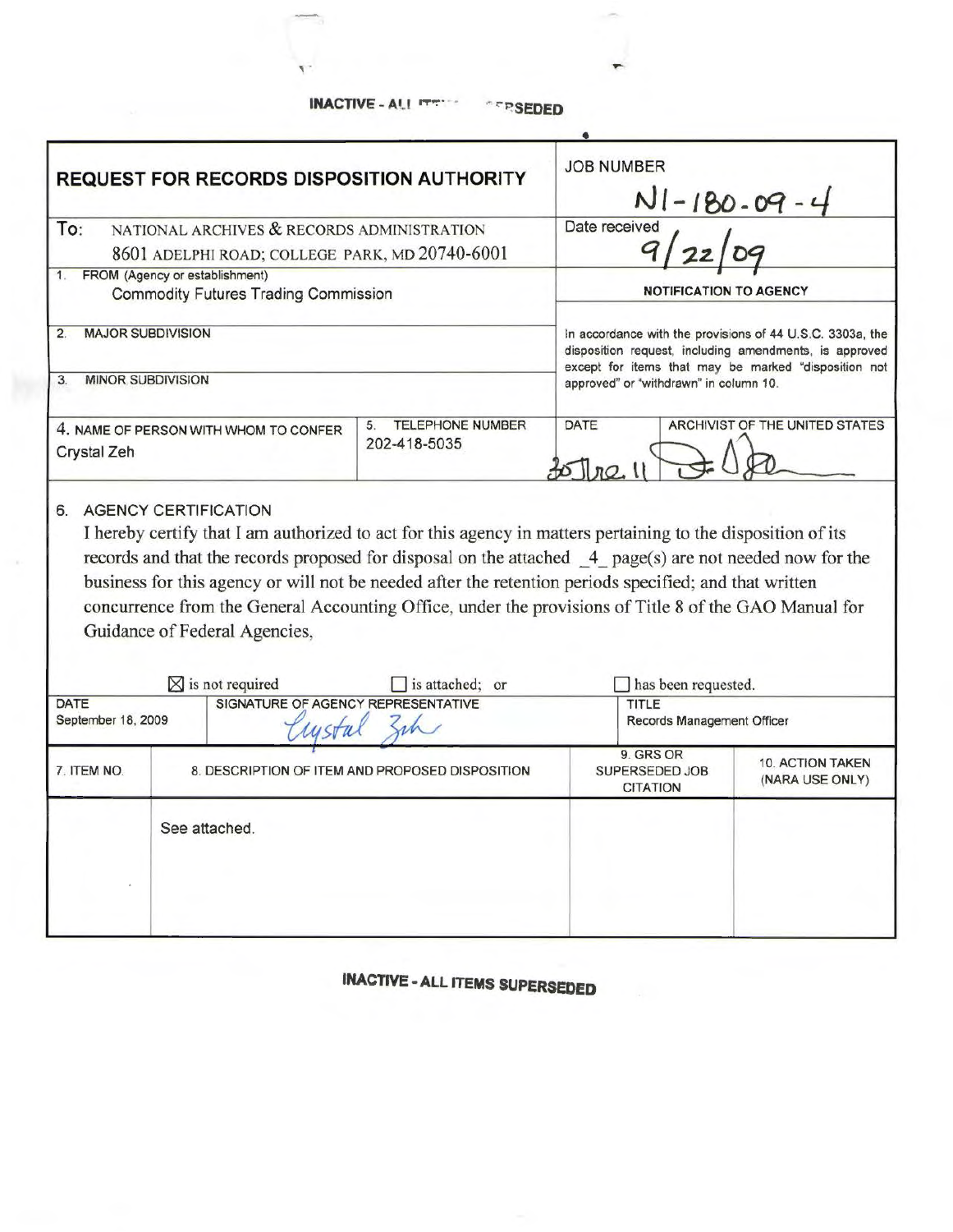INACTIVE - ALL ITEMS SUPERSEDED

# REQUEST FOR RECORDS DISPOSITION AUTHORITY

| | |
|---|---|
| **REQUEST FOR RECORDS DISPOSITION AUTHORITY** | JOB NUMBER N1-180-09-4 |
| To: NATIONAL ARCHIVES & RECORDS ADMINISTRATION 8601 ADELPHI ROAD; COLLEGE PARK, MD 20740-6001 | Date received 9/22/09 |
| 1. FROM (Agency or establishment) Commodity Futures Trading Commission | NOTIFICATION TO AGENCY |
| 2. MAJOR SUBDIVISION | In accordance with the provisions of 44 U.S.C. 3303a, the disposition request, including amendments, is approved except for items that may be marked "disposition not approved" or "withdrawn" in column 10. |
| 3. MINOR SUBDIVISION | |

| 4. NAME OF PERSON WITH WHOM TO CONFER | 5. TELEPHONE NUMBER | DATE | ARCHIVIST OF THE UNITED STATES |
|---|---|---|---|
| Crystal Zeh | 202-418-5035 | 30 Jne 11 | [signature] |

6. AGENCY CERTIFICATION

I hereby certify that I am authorized to act for this agency in matters pertaining to the disposition of its records and that the records proposed for disposal on the attached _4_ page(s) are not needed now for the business for this agency or will not be needed after the retention periods specified; and that written concurrence from the General Accounting Office, under the provisions of Title 8 of the GAO Manual for Guidance of Federal Agencies,

☒ is not required ☐ is attached; or ☐ has been requested.

| DATE | SIGNATURE OF AGENCY REPRESENTATIVE | TITLE |
|---|---|---|
| September 18, 2009 | Crystal Zeh | Records Management Officer |

| 7. ITEM NO. | 8. DESCRIPTION OF ITEM AND PROPOSED DISPOSITION | 9. GRS OR SUPERSEDED JOB CITATION | 10. ACTION TAKEN (NARA USE ONLY) |
|---|---|---|---|
| | See attached. | | |

INACTIVE - ALL ITEMS SUPERSEDED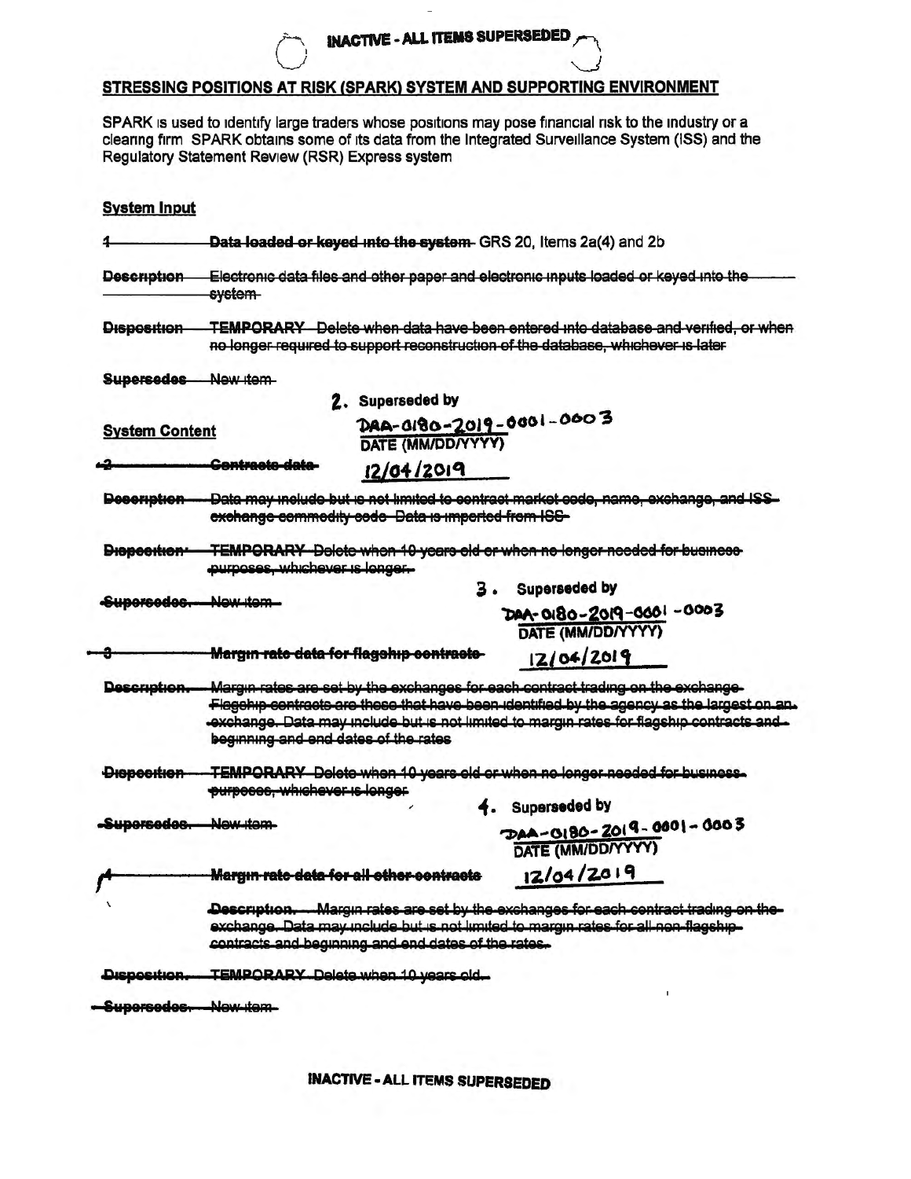INACTIVE - ALL ITEMS SUPERSEDED

## STRESSING POSITIONS AT RISK (SPARK) SYSTEM AND SUPPORTING ENVIRONMENT

SPARK is used to identify large traders whose positions may pose financial risk to the industry or a clearing firm SPARK obtains some of its data from the Integrated Surveillance System (ISS) and the Regulatory Statement Review (RSR) Express system

### System Input

~~1~~ ~~**Data loaded or keyed into the system**~~ GRS 20, Items 2a(4) and 2b

~~**Description**~~ ~~Electronic data files and other paper and electronic inputs loaded or keyed into the system~~

~~**Disposition**~~ ~~TEMPORARY Delete when data have been entered into database and verified, or when no longer required to support reconstruction of the database, whichever is later~~

~~**Supersedes**~~ ~~New item~~

### System Content

2. Superseded by DAA-0180-2019-0001-0003
DATE (MM/DD/YYYY) 12/04/2019

~~2~~ ~~**Contracts data**~~

~~**Description**~~ ~~Data may include but is not limited to contract market code, name, exchange, and ISS exchange commodity code Data is imported from ISS~~

~~**Disposition**~~ ~~TEMPORARY Delete when 10 years old or when no longer needed for business purposes, whichever is longer.~~

~~**Supersedes.**~~ ~~New item~~

3. Superseded by DAA-0180-2019-0001-0003
DATE (MM/DD/YYYY) 12/04/2019

~~3~~ ~~**Margin rate data for flagship contracts**~~

~~**Description.**~~ ~~Margin rates are set by the exchanges for each contract trading on the exchange Flagship contracts are those that have been identified by the agency as the largest on an exchange. Data may include but is not limited to margin rates for flagship contracts and beginning and end dates of the rates~~

~~**Disposition**~~ ~~TEMPORARY Delete when 10 years old or when no longer needed for business purposes, whichever is longer~~

~~**Supersedes.**~~ ~~New item~~

4. Superseded by DAA-0180-2019-0001-0003
DATE (MM/DD/YYYY) 12/04/2019

~~4~~ ~~**Margin rate data for all other contracts**~~

~~**Description.**~~ ~~Margin rates are set by the exchanges for each contract trading on the exchange. Data may include but is not limited to margin rates for all non-flagship contracts and beginning and end dates of the rates.~~

~~**Disposition.**~~ ~~TEMPORARY Delete when 10 years old.~~

~~**Supersedes.**~~ ~~New item~~

INACTIVE - ALL ITEMS SUPERSEDED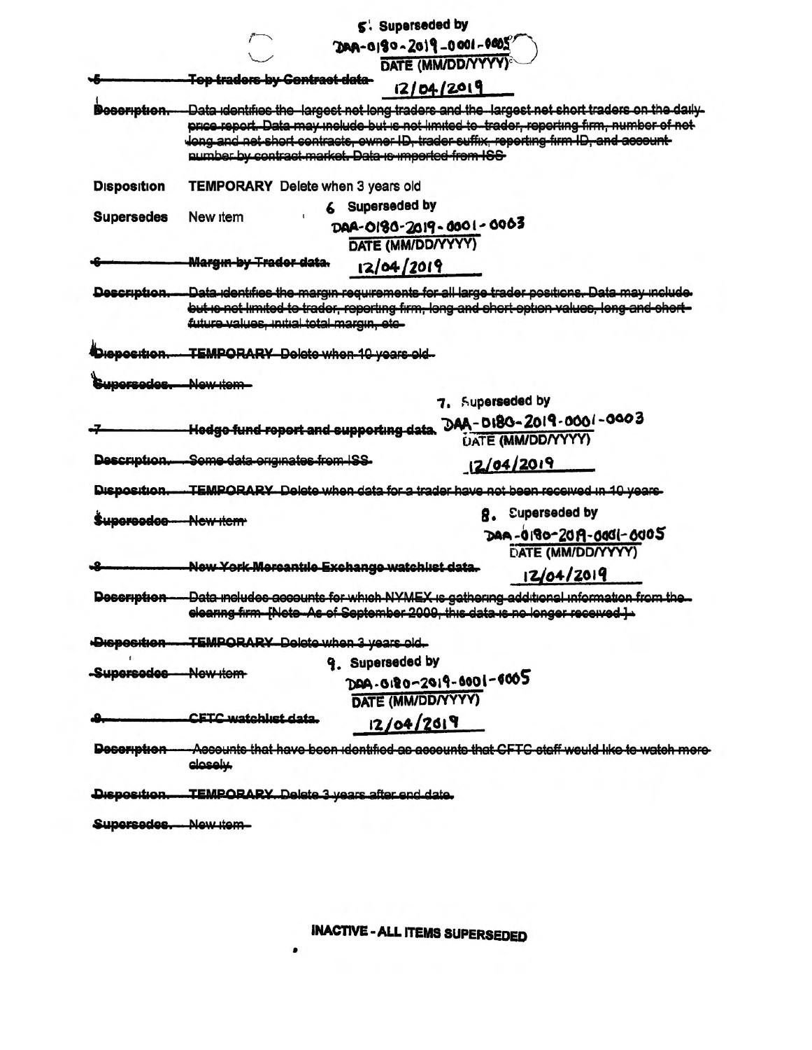5. Superseded by
DAA-0180-2019-0001-0005
DATE (MM/DD/YYYY)
12/04/2019

~~5 Top traders by Contract data~~

**Description.** ~~Data identifies the largest net long traders and the largest net short traders on the daily price report. Data may include but is not limited to trader, reporting firm, number of net long and net short contracts, owner ID, trader suffix, reporting firm ID, and account number by contract market. Data is imported from ISS~~

**Disposition** TEMPORARY Delete when 3 years old

**Supersedes** New item

6 Superseded by
DAA-0180-2019-0001-0003
DATE (MM/DD/YYYY)
12/04/2019

~~6 Margin by Trader data.~~

**Description.** ~~Data identifies the margin requirements for all large trader positions. Data may include but is not limited to trader, reporting firm, long and short option values, long and short future values, initial total margin, etc~~

**Disposition.** ~~TEMPORARY Delete when 10 years old~~

**Supersedes.** ~~New item~~

7. Superseded by
DAA-0180-2019-0001-0003
DATE (MM/DD/YYYY)
12/04/2019

~~7 Hedge fund report and supporting data.~~

**Description.** ~~Some data originates from ISS~~

**Disposition.** ~~TEMPORARY Delete when data for a trader have not been received in 10 years~~

**Supersedes** ~~New item~~

8. Superseded by
DAA-0180-2019-0001-0005
DATE (MM/DD/YYYY)
12/04/2019

~~8 New York Mercantile Exchange watchlist data.~~

**Description** ~~Data includes accounts for which NYMEX is gathering additional information from the clearing firm [Note As of September 2009, this data is no longer received ]~~

**Disposition** ~~TEMPORARY Delete when 3 years old.~~

**Supersedes** ~~New item~~

9. Superseded by
DAA-0180-2019-0001-0005
DATE (MM/DD/YYYY)
12/04/2019

~~9 CFTC watchlist data.~~

**Description** ~~Accounts that have been identified as accounts that CFTC staff would like to watch more closely.~~

**Disposition.** ~~TEMPORARY Delete 3 years after end date.~~

**Supersedes.** ~~New item~~

**INACTIVE - ALL ITEMS SUPERSEDED**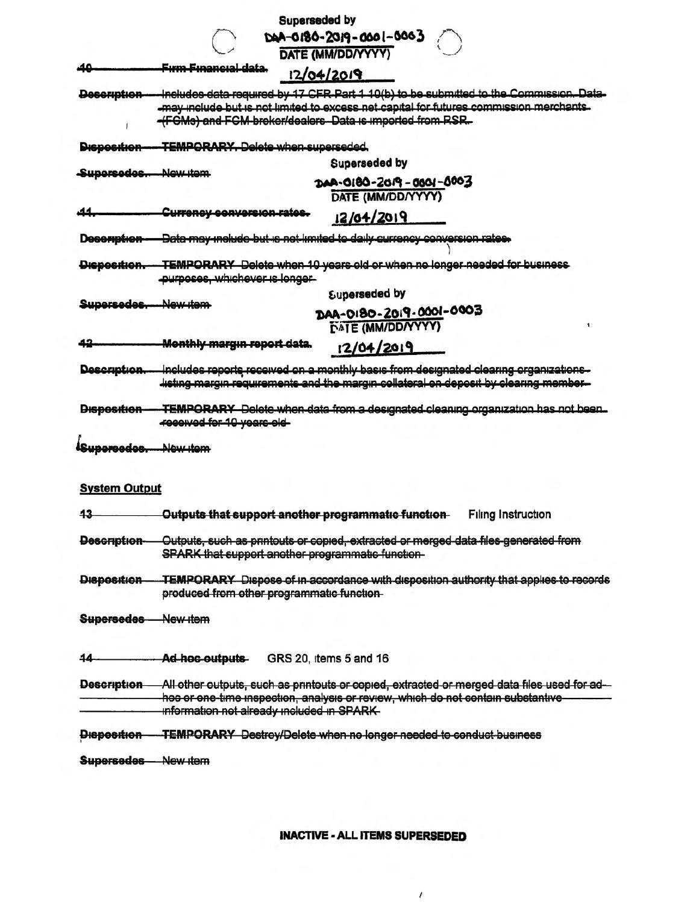Superseded by
DAA-0180-2019-0001-0003
DATE (MM/DD/YYYY)
12/04/2019

~~40 Firm Financial data.~~

~~Description Includes data required by 17 CFR Part 1 10(b) to be submitted to the Commission. Data may include but is not limited to excess net capital for futures commission merchants (FCMs) and FCM broker/dealers Data is imported from RSR.~~

~~Disposition TEMPORARY. Delete when superseded.~~

~~Supersedes. New item~~

Superseded by
DAA-0180-2019-0001-0003
DATE (MM/DD/YYYY)
12/04/2019

~~41. Currency conversion rates.~~

~~Description Data may include but is not limited to daily currency conversion rates.~~

~~Disposition. TEMPORARY Delete when 10 years old or when no longer needed for business purposes, whichever is longer~~

~~Supersedes. New item~~

Superseded by
DAA-0180-2019-0001-0003
DATE (MM/DD/YYYY)
12/04/2019

~~42 Monthly margin report data.~~

~~Description. Includes reports received on a monthly basis from designated clearing organizations listing margin requirements and the margin collateral on deposit by clearing member~~

~~Disposition TEMPORARY Delete when data from a designated clearing organization has not been received for 10 years old~~

~~Supersedes. New item~~

**System Output**

~~43 **Outputs that support another programmatic function**~~ Filing Instruction

~~Description Outputs, such as printouts or copied, extracted or merged data files generated from SPARK that support another programmatic function~~

~~Disposition TEMPORARY Dispose of in accordance with disposition authority that applies to records produced from other programmatic function~~

~~Supersedes New item~~

~~44 **Ad hoc outputs**~~ GRS 20, items 5 and 16

~~Description All other outputs, such as printouts or copied, extracted or merged data files used for ad hoc or one time inspection, analysis or review, which do not contain substantive information not already included in SPARK~~

~~Disposition TEMPORARY Destroy/Delete when no longer needed to conduct business~~

~~Supersedes New item~~

**INACTIVE - ALL ITEMS SUPERSEDED**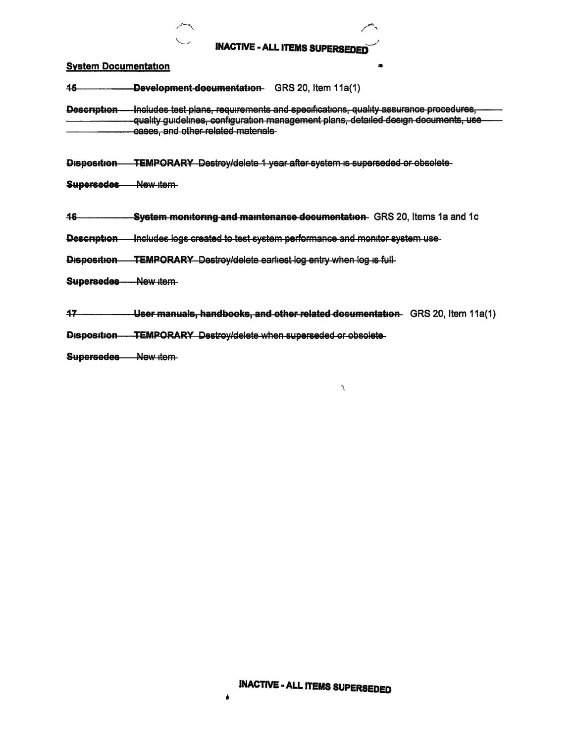**INACTIVE - ALL ITEMS SUPERSEDED**

**System Documentation**

~~**15 Development documentation**~~ GRS 20, Item 11a(1)

~~**Description** Includes test plans, requirements and specifications, quality assurance procedures, quality guidelines, configuration management plans, detailed design documents, use cases, and other related materials~~

~~**Disposition** **TEMPORARY** Destroy/delete 1 year after system is superseded or obsolete~~

~~**Supersedes** New item~~

~~**16 System monitoring and maintenance documentation**~~ GRS 20, Items 1a and 1c

~~**Description** Includes logs created to test system performance and monitor system use~~

~~**Disposition** **TEMPORARY** Destroy/delete earliest log entry when log is full~~

~~**Supersedes** New item~~

~~**17 User manuals, handbooks, and other related documentation**~~ GRS 20, Item 11a(1)

~~**Disposition** **TEMPORARY** Destroy/delete when superseded or obsolete~~

~~**Supersedes** New item~~

**INACTIVE - ALL ITEMS SUPERSEDED**